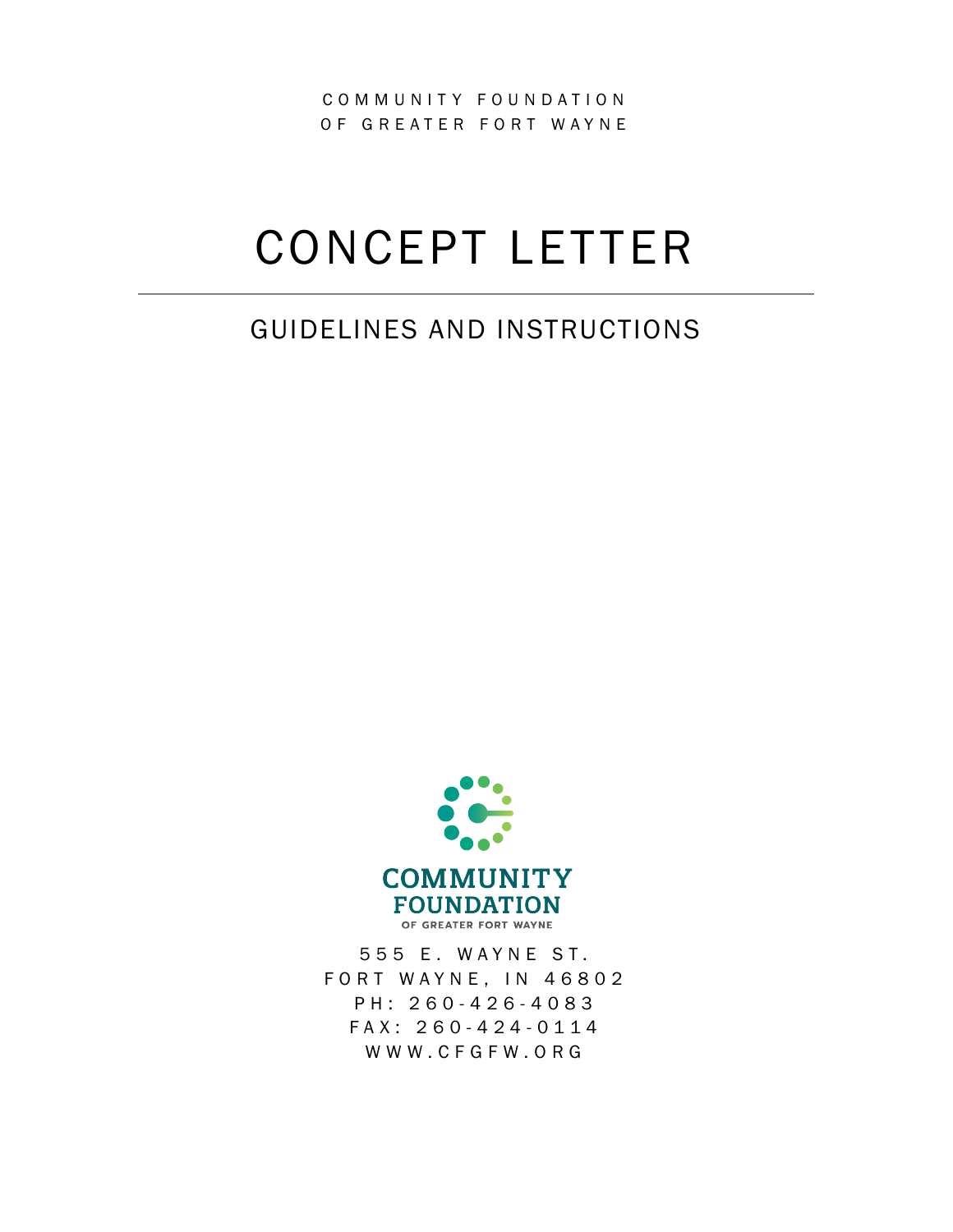COMMUNITY FOUNDATION
OF GREATER FORT WAYNE

# CONCEPT LETTER

## GUIDELINES AND INSTRUCTIONS

COMMUNITY FOUNDATION
OF GREATER FORT WAYNE

555 E. WAYNE ST.
FORT WAYNE, IN 46802
PH: 260-426-4083
FAX: 260-424-0114
WWW.CFGFW.ORG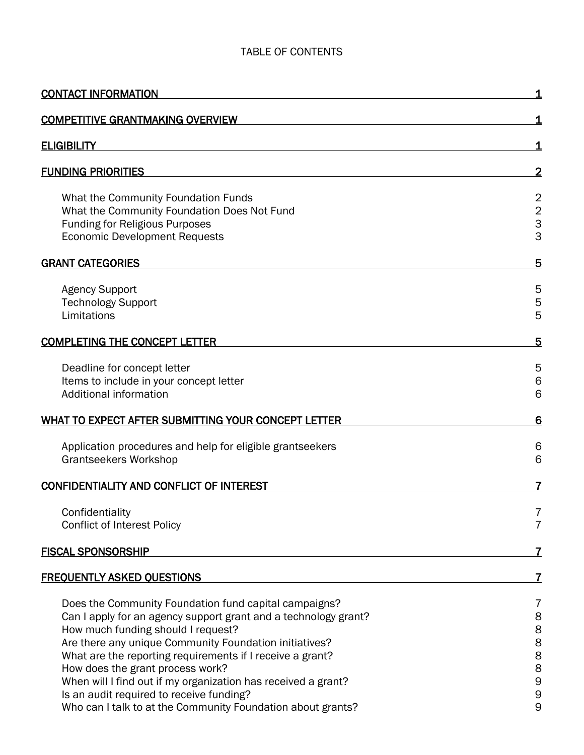TABLE OF CONTENTS

| | |
|---|---|
| **CONTACT INFORMATION** | **1** |
| **COMPETITIVE GRANTMAKING OVERVIEW** | **1** |
| **ELIGIBILITY** | **1** |
| **FUNDING PRIORITIES** | **2** |
| What the Community Foundation Funds | 2 |
| What the Community Foundation Does Not Fund | 2 |
| Funding for Religious Purposes | 3 |
| Economic Development Requests | 3 |
| **GRANT CATEGORIES** | **5** |
| Agency Support | 5 |
| Technology Support | 5 |
| Limitations | 5 |
| **COMPLETING THE CONCEPT LETTER** | **5** |
| Deadline for concept letter | 5 |
| Items to include in your concept letter | 6 |
| Additional information | 6 |
| **WHAT TO EXPECT AFTER SUBMITTING YOUR CONCEPT LETTER** | **6** |
| Application procedures and help for eligible grantseekers | 6 |
| Grantseekers Workshop | 6 |
| **CONFIDENTIALITY AND CONFLICT OF INTEREST** | **7** |
| Confidentiality | 7 |
| Conflict of Interest Policy | 7 |
| **FISCAL SPONSORSHIP** | **7** |
| **FREQUENTLY ASKED QUESTIONS** | **7** |
| Does the Community Foundation fund capital campaigns? | 7 |
| Can I apply for an agency support grant and a technology grant? | 8 |
| How much funding should I request? | 8 |
| Are there any unique Community Foundation initiatives? | 8 |
| What are the reporting requirements if I receive a grant? | 8 |
| How does the grant process work? | 8 |
| When will I find out if my organization has received a grant? | 9 |
| Is an audit required to receive funding? | 9 |
| Who can I talk to at the Community Foundation about grants? | 9 |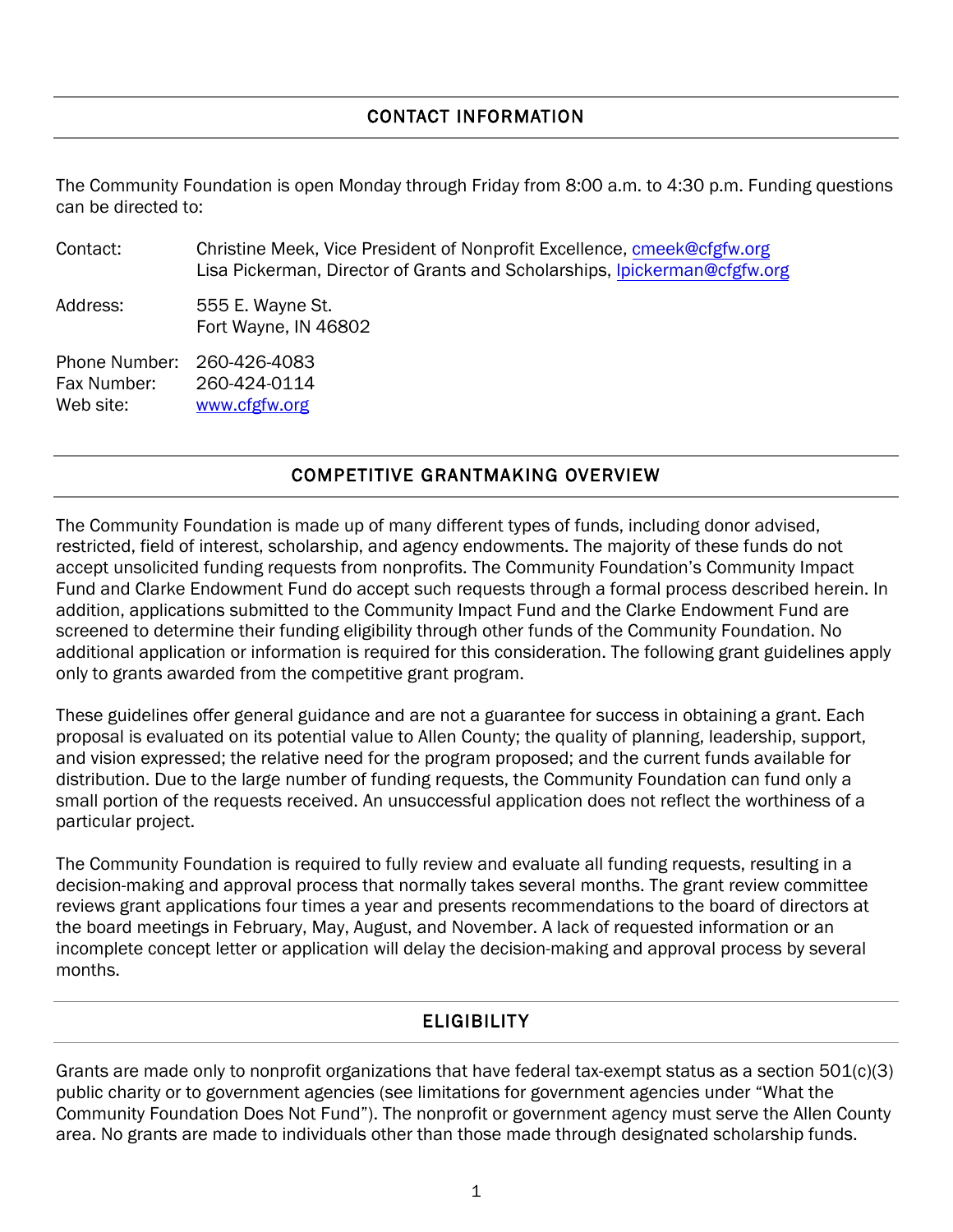## CONTACT INFORMATION

The Community Foundation is open Monday through Friday from 8:00 a.m. to 4:30 p.m. Funding questions can be directed to:

| | |
|---|---|
| Contact: | Christine Meek, Vice President of Nonprofit Excellence, cmeek@cfgfw.org<br>Lisa Pickerman, Director of Grants and Scholarships, lpickerman@cfgfw.org |
| Address: | 555 E. Wayne St.<br>Fort Wayne, IN 46802 |
| Phone Number: | 260-426-4083 |
| Fax Number: | 260-424-0114 |
| Web site: | www.cfgfw.org |

## COMPETITIVE GRANTMAKING OVERVIEW

The Community Foundation is made up of many different types of funds, including donor advised, restricted, field of interest, scholarship, and agency endowments. The majority of these funds do not accept unsolicited funding requests from nonprofits. The Community Foundation's Community Impact Fund and Clarke Endowment Fund do accept such requests through a formal process described herein. In addition, applications submitted to the Community Impact Fund and the Clarke Endowment Fund are screened to determine their funding eligibility through other funds of the Community Foundation. No additional application or information is required for this consideration. The following grant guidelines apply only to grants awarded from the competitive grant program.

These guidelines offer general guidance and are not a guarantee for success in obtaining a grant. Each proposal is evaluated on its potential value to Allen County; the quality of planning, leadership, support, and vision expressed; the relative need for the program proposed; and the current funds available for distribution. Due to the large number of funding requests, the Community Foundation can fund only a small portion of the requests received. An unsuccessful application does not reflect the worthiness of a particular project.

The Community Foundation is required to fully review and evaluate all funding requests, resulting in a decision-making and approval process that normally takes several months. The grant review committee reviews grant applications four times a year and presents recommendations to the board of directors at the board meetings in February, May, August, and November. A lack of requested information or an incomplete concept letter or application will delay the decision-making and approval process by several months.

## ELIGIBILITY

Grants are made only to nonprofit organizations that have federal tax-exempt status as a section 501(c)(3) public charity or to government agencies (see limitations for government agencies under "What the Community Foundation Does Not Fund"). The nonprofit or government agency must serve the Allen County area. No grants are made to individuals other than those made through designated scholarship funds.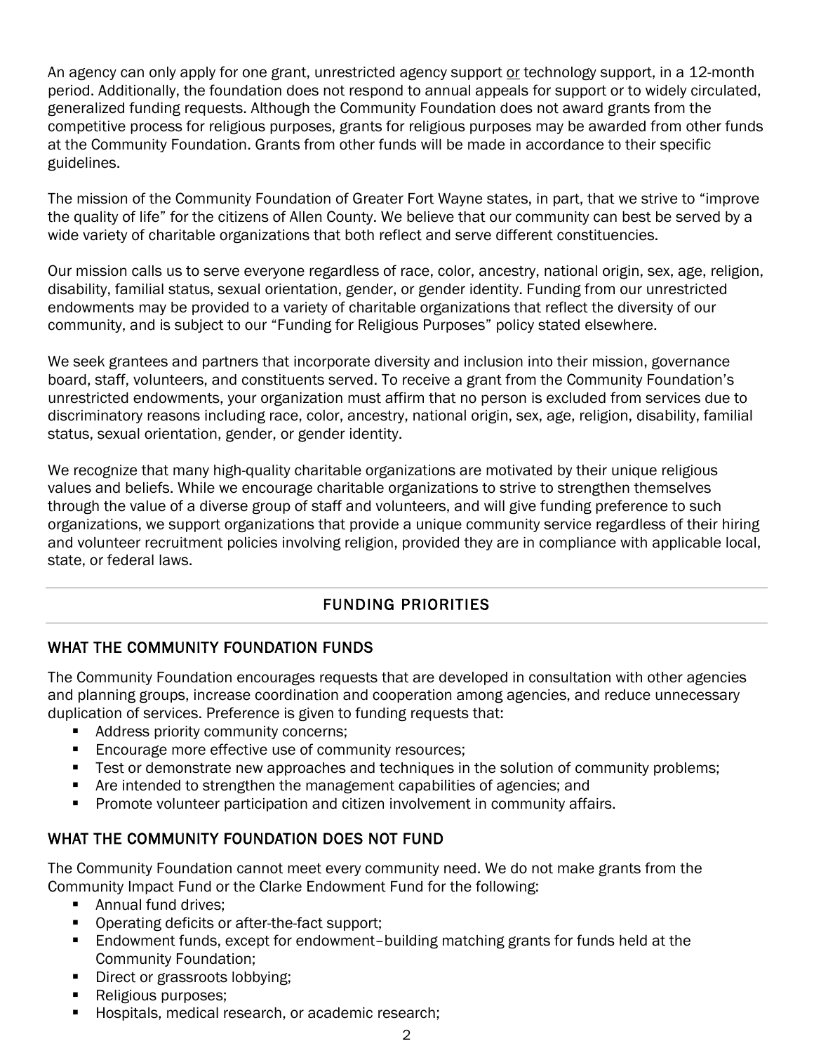An agency can only apply for one grant, unrestricted agency support <u>or</u> technology support, in a 12-month period. Additionally, the foundation does not respond to annual appeals for support or to widely circulated, generalized funding requests. Although the Community Foundation does not award grants from the competitive process for religious purposes, grants for religious purposes may be awarded from other funds at the Community Foundation. Grants from other funds will be made in accordance to their specific guidelines.

The mission of the Community Foundation of Greater Fort Wayne states, in part, that we strive to "improve the quality of life" for the citizens of Allen County. We believe that our community can best be served by a wide variety of charitable organizations that both reflect and serve different constituencies.

Our mission calls us to serve everyone regardless of race, color, ancestry, national origin, sex, age, religion, disability, familial status, sexual orientation, gender, or gender identity. Funding from our unrestricted endowments may be provided to a variety of charitable organizations that reflect the diversity of our community, and is subject to our "Funding for Religious Purposes" policy stated elsewhere.

We seek grantees and partners that incorporate diversity and inclusion into their mission, governance board, staff, volunteers, and constituents served. To receive a grant from the Community Foundation's unrestricted endowments, your organization must affirm that no person is excluded from services due to discriminatory reasons including race, color, ancestry, national origin, sex, age, religion, disability, familial status, sexual orientation, gender, or gender identity.

We recognize that many high-quality charitable organizations are motivated by their unique religious values and beliefs. While we encourage charitable organizations to strive to strengthen themselves through the value of a diverse group of staff and volunteers, and will give funding preference to such organizations, we support organizations that provide a unique community service regardless of their hiring and volunteer recruitment policies involving religion, provided they are in compliance with applicable local, state, or federal laws.

## FUNDING PRIORITIES

### WHAT THE COMMUNITY FOUNDATION FUNDS

The Community Foundation encourages requests that are developed in consultation with other agencies and planning groups, increase coordination and cooperation among agencies, and reduce unnecessary duplication of services. Preference is given to funding requests that:

- Address priority community concerns;
- Encourage more effective use of community resources;
- Test or demonstrate new approaches and techniques in the solution of community problems;
- Are intended to strengthen the management capabilities of agencies; and
- Promote volunteer participation and citizen involvement in community affairs.

### WHAT THE COMMUNITY FOUNDATION DOES NOT FUND

The Community Foundation cannot meet every community need. We do not make grants from the Community Impact Fund or the Clarke Endowment Fund for the following:

- Annual fund drives;
- Operating deficits or after-the-fact support;
- Endowment funds, except for endowment–building matching grants for funds held at the Community Foundation;
- Direct or grassroots lobbying;
- Religious purposes;
- Hospitals, medical research, or academic research;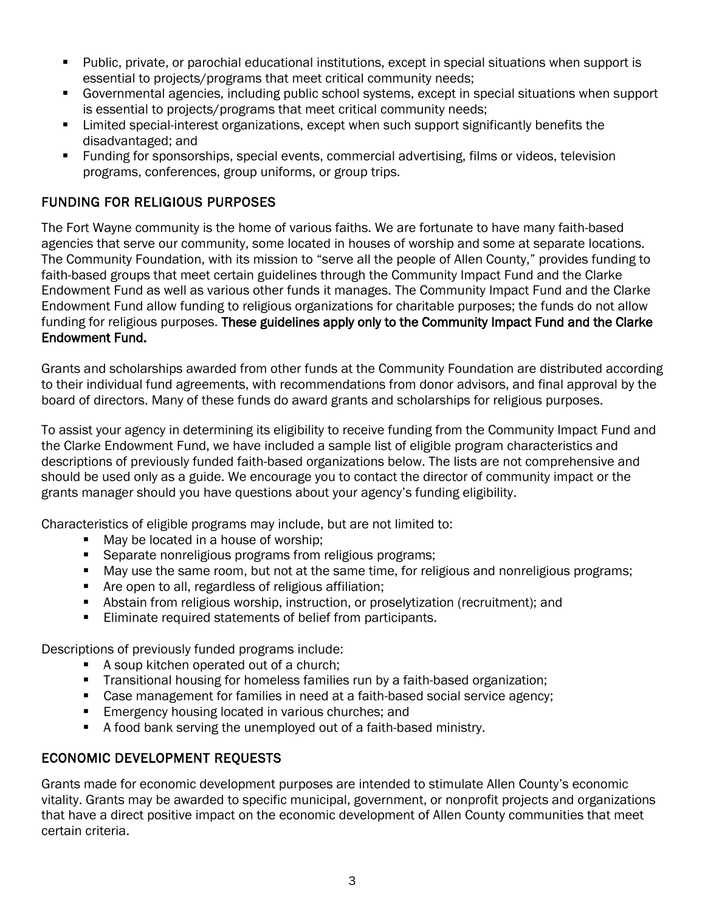- Public, private, or parochial educational institutions, except in special situations when support is essential to projects/programs that meet critical community needs;
- Governmental agencies, including public school systems, except in special situations when support is essential to projects/programs that meet critical community needs;
- Limited special-interest organizations, except when such support significantly benefits the disadvantaged; and
- Funding for sponsorships, special events, commercial advertising, films or videos, television programs, conferences, group uniforms, or group trips.

## FUNDING FOR RELIGIOUS PURPOSES

The Fort Wayne community is the home of various faiths. We are fortunate to have many faith-based agencies that serve our community, some located in houses of worship and some at separate locations. The Community Foundation, with its mission to "serve all the people of Allen County," provides funding to faith-based groups that meet certain guidelines through the Community Impact Fund and the Clarke Endowment Fund as well as various other funds it manages. The Community Impact Fund and the Clarke Endowment Fund allow funding to religious organizations for charitable purposes; the funds do not allow funding for religious purposes. **These guidelines apply only to the Community Impact Fund and the Clarke Endowment Fund.**

Grants and scholarships awarded from other funds at the Community Foundation are distributed according to their individual fund agreements, with recommendations from donor advisors, and final approval by the board of directors. Many of these funds do award grants and scholarships for religious purposes.

To assist your agency in determining its eligibility to receive funding from the Community Impact Fund and the Clarke Endowment Fund, we have included a sample list of eligible program characteristics and descriptions of previously funded faith-based organizations below. The lists are not comprehensive and should be used only as a guide. We encourage you to contact the director of community impact or the grants manager should you have questions about your agency's funding eligibility.

Characteristics of eligible programs may include, but are not limited to:

- May be located in a house of worship;
- Separate nonreligious programs from religious programs;
- May use the same room, but not at the same time, for religious and nonreligious programs;
- Are open to all, regardless of religious affiliation;
- Abstain from religious worship, instruction, or proselytization (recruitment); and
- Eliminate required statements of belief from participants.

Descriptions of previously funded programs include:

- A soup kitchen operated out of a church;
- Transitional housing for homeless families run by a faith-based organization;
- Case management for families in need at a faith-based social service agency;
- Emergency housing located in various churches; and
- A food bank serving the unemployed out of a faith-based ministry.

## ECONOMIC DEVELOPMENT REQUESTS

Grants made for economic development purposes are intended to stimulate Allen County's economic vitality. Grants may be awarded to specific municipal, government, or nonprofit projects and organizations that have a direct positive impact on the economic development of Allen County communities that meet certain criteria.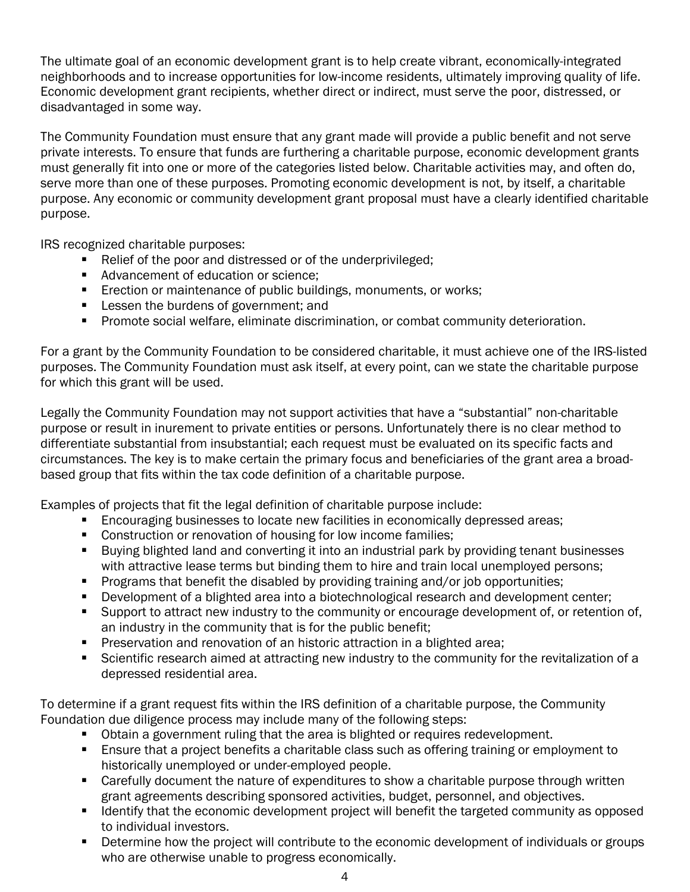The ultimate goal of an economic development grant is to help create vibrant, economically-integrated neighborhoods and to increase opportunities for low-income residents, ultimately improving quality of life. Economic development grant recipients, whether direct or indirect, must serve the poor, distressed, or disadvantaged in some way.

The Community Foundation must ensure that any grant made will provide a public benefit and not serve private interests. To ensure that funds are furthering a charitable purpose, economic development grants must generally fit into one or more of the categories listed below. Charitable activities may, and often do, serve more than one of these purposes. Promoting economic development is not, by itself, a charitable purpose. Any economic or community development grant proposal must have a clearly identified charitable purpose.

IRS recognized charitable purposes:

- Relief of the poor and distressed or of the underprivileged;
- Advancement of education or science;
- Erection or maintenance of public buildings, monuments, or works;
- Lessen the burdens of government; and
- Promote social welfare, eliminate discrimination, or combat community deterioration.

For a grant by the Community Foundation to be considered charitable, it must achieve one of the IRS-listed purposes. The Community Foundation must ask itself, at every point, can we state the charitable purpose for which this grant will be used.

Legally the Community Foundation may not support activities that have a "substantial" non-charitable purpose or result in inurement to private entities or persons. Unfortunately there is no clear method to differentiate substantial from insubstantial; each request must be evaluated on its specific facts and circumstances. The key is to make certain the primary focus and beneficiaries of the grant area a broad-based group that fits within the tax code definition of a charitable purpose.

Examples of projects that fit the legal definition of charitable purpose include:

- Encouraging businesses to locate new facilities in economically depressed areas;
- Construction or renovation of housing for low income families;
- Buying blighted land and converting it into an industrial park by providing tenant businesses with attractive lease terms but binding them to hire and train local unemployed persons;
- Programs that benefit the disabled by providing training and/or job opportunities;
- Development of a blighted area into a biotechnological research and development center;
- Support to attract new industry to the community or encourage development of, or retention of, an industry in the community that is for the public benefit;
- Preservation and renovation of an historic attraction in a blighted area;
- Scientific research aimed at attracting new industry to the community for the revitalization of a depressed residential area.

To determine if a grant request fits within the IRS definition of a charitable purpose, the Community Foundation due diligence process may include many of the following steps:

- Obtain a government ruling that the area is blighted or requires redevelopment.
- Ensure that a project benefits a charitable class such as offering training or employment to historically unemployed or under-employed people.
- Carefully document the nature of expenditures to show a charitable purpose through written grant agreements describing sponsored activities, budget, personnel, and objectives.
- Identify that the economic development project will benefit the targeted community as opposed to individual investors.
- Determine how the project will contribute to the economic development of individuals or groups who are otherwise unable to progress economically.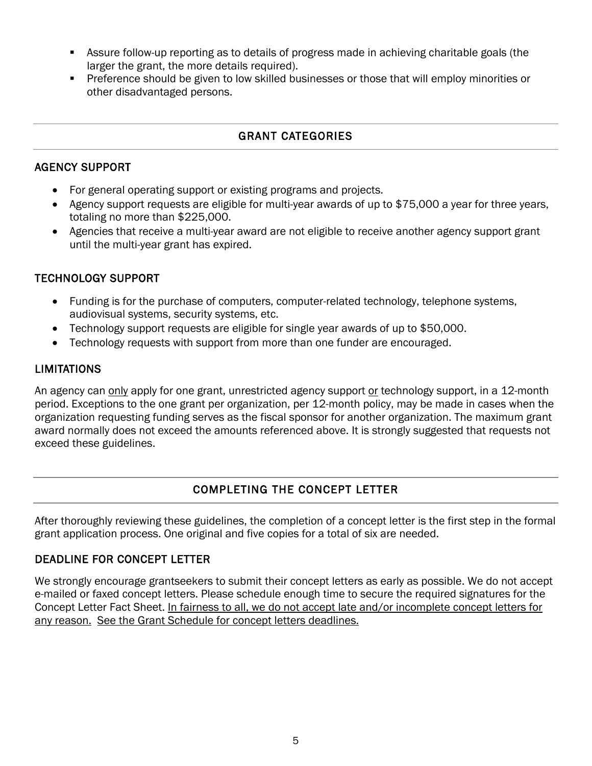- Assure follow-up reporting as to details of progress made in achieving charitable goals (the larger the grant, the more details required).
- Preference should be given to low skilled businesses or those that will employ minorities or other disadvantaged persons.

## GRANT CATEGORIES

### AGENCY SUPPORT

- For general operating support or existing programs and projects.
- Agency support requests are eligible for multi-year awards of up to $75,000 a year for three years, totaling no more than $225,000.
- Agencies that receive a multi-year award are not eligible to receive another agency support grant until the multi-year grant has expired.

### TECHNOLOGY SUPPORT

- Funding is for the purchase of computers, computer-related technology, telephone systems, audiovisual systems, security systems, etc.
- Technology support requests are eligible for single year awards of up to $50,000.
- Technology requests with support from more than one funder are encouraged.

### LIMITATIONS

An agency can <u>only</u> apply for one grant, unrestricted agency support <u>or</u> technology support, in a 12-month period. Exceptions to the one grant per organization, per 12-month policy, may be made in cases when the organization requesting funding serves as the fiscal sponsor for another organization. The maximum grant award normally does not exceed the amounts referenced above. It is strongly suggested that requests not exceed these guidelines.

## COMPLETING THE CONCEPT LETTER

After thoroughly reviewing these guidelines, the completion of a concept letter is the first step in the formal grant application process. One original and five copies for a total of six are needed.

### DEADLINE FOR CONCEPT LETTER

We strongly encourage grantseekers to submit their concept letters as early as possible. We do not accept e-mailed or faxed concept letters. Please schedule enough time to secure the required signatures for the Concept Letter Fact Sheet. <u>In fairness to all, we do not accept late and/or incomplete concept letters for any reason.</u> <u>See the Grant Schedule for concept letters deadlines.</u>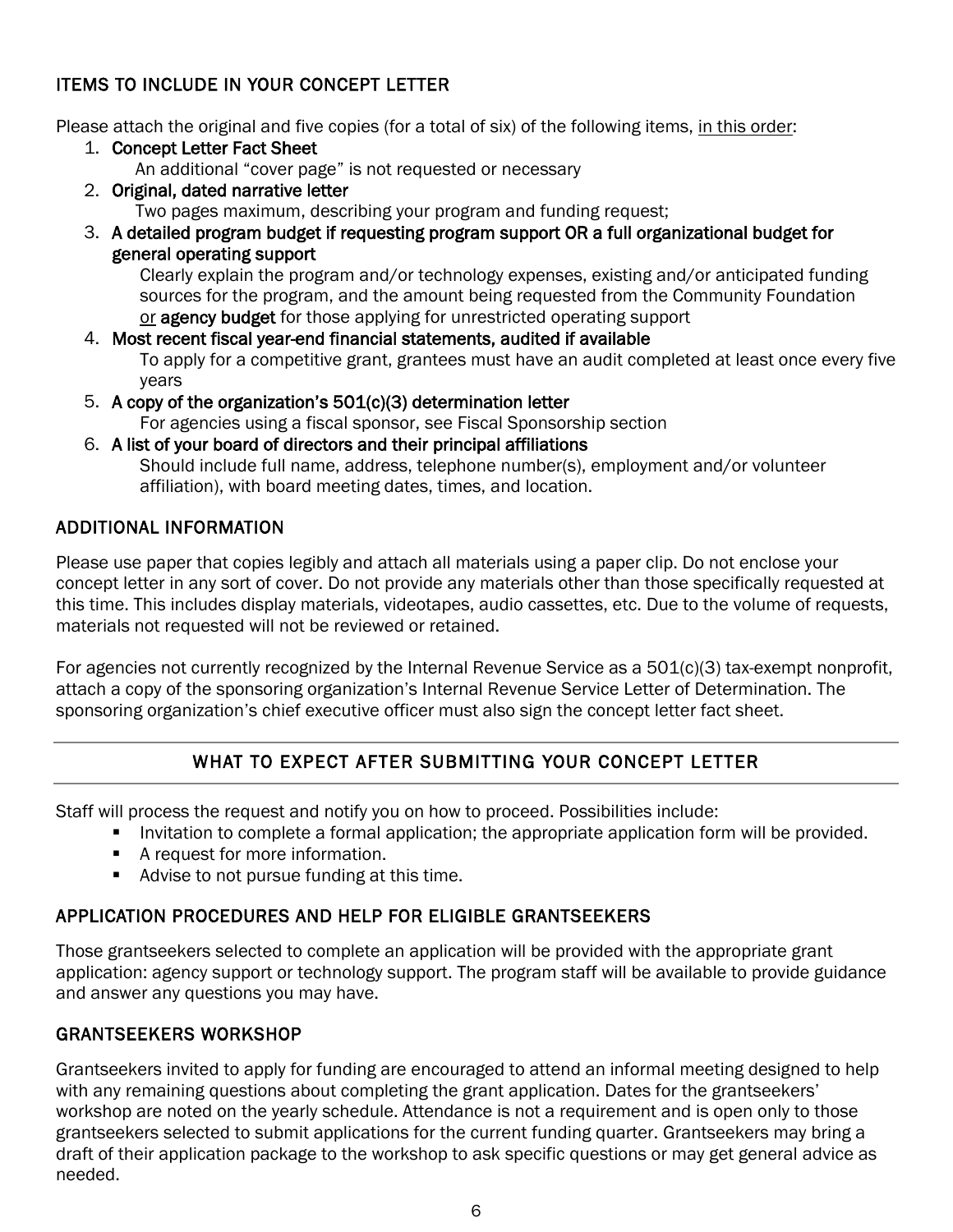## ITEMS TO INCLUDE IN YOUR CONCEPT LETTER

Please attach the original and five copies (for a total of six) of the following items, in this order:

1. **Concept Letter Fact Sheet**
   An additional "cover page" is not requested or necessary
2. **Original, dated narrative letter**
   Two pages maximum, describing your program and funding request;
3. **A detailed program budget if requesting program support OR a full organizational budget for general operating support**
   Clearly explain the program and/or technology expenses, existing and/or anticipated funding sources for the program, and the amount being requested from the Community Foundation or **agency budget** for those applying for unrestricted operating support
4. **Most recent fiscal year-end financial statements, audited if available**
   To apply for a competitive grant, grantees must have an audit completed at least once every five years
5. **A copy of the organization's 501(c)(3) determination letter**
   For agencies using a fiscal sponsor, see Fiscal Sponsorship section
6. **A list of your board of directors and their principal affiliations**
   Should include full name, address, telephone number(s), employment and/or volunteer affiliation), with board meeting dates, times, and location.

## ADDITIONAL INFORMATION

Please use paper that copies legibly and attach all materials using a paper clip. Do not enclose your concept letter in any sort of cover. Do not provide any materials other than those specifically requested at this time. This includes display materials, videotapes, audio cassettes, etc. Due to the volume of requests, materials not requested will not be reviewed or retained.

For agencies not currently recognized by the Internal Revenue Service as a 501(c)(3) tax-exempt nonprofit, attach a copy of the sponsoring organization's Internal Revenue Service Letter of Determination. The sponsoring organization's chief executive officer must also sign the concept letter fact sheet.

## WHAT TO EXPECT AFTER SUBMITTING YOUR CONCEPT LETTER

Staff will process the request and notify you on how to proceed. Possibilities include:

- Invitation to complete a formal application; the appropriate application form will be provided.
- A request for more information.
- Advise to not pursue funding at this time.

## APPLICATION PROCEDURES AND HELP FOR ELIGIBLE GRANTSEEKERS

Those grantseekers selected to complete an application will be provided with the appropriate grant application: agency support or technology support. The program staff will be available to provide guidance and answer any questions you may have.

## GRANTSEEKERS WORKSHOP

Grantseekers invited to apply for funding are encouraged to attend an informal meeting designed to help with any remaining questions about completing the grant application. Dates for the grantseekers' workshop are noted on the yearly schedule. Attendance is not a requirement and is open only to those grantseekers selected to submit applications for the current funding quarter. Grantseekers may bring a draft of their application package to the workshop to ask specific questions or may get general advice as needed.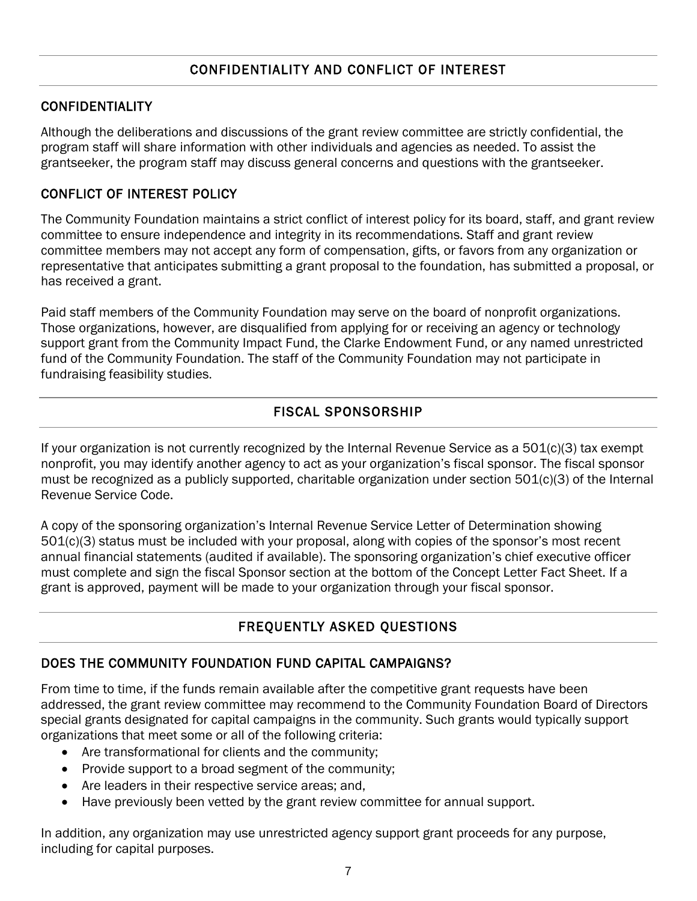## CONFIDENTIALITY AND CONFLICT OF INTEREST

### CONFIDENTIALITY

Although the deliberations and discussions of the grant review committee are strictly confidential, the program staff will share information with other individuals and agencies as needed. To assist the grantseeker, the program staff may discuss general concerns and questions with the grantseeker.

### CONFLICT OF INTEREST POLICY

The Community Foundation maintains a strict conflict of interest policy for its board, staff, and grant review committee to ensure independence and integrity in its recommendations. Staff and grant review committee members may not accept any form of compensation, gifts, or favors from any organization or representative that anticipates submitting a grant proposal to the foundation, has submitted a proposal, or has received a grant.

Paid staff members of the Community Foundation may serve on the board of nonprofit organizations. Those organizations, however, are disqualified from applying for or receiving an agency or technology support grant from the Community Impact Fund, the Clarke Endowment Fund, or any named unrestricted fund of the Community Foundation. The staff of the Community Foundation may not participate in fundraising feasibility studies.

## FISCAL SPONSORSHIP

If your organization is not currently recognized by the Internal Revenue Service as a 501(c)(3) tax exempt nonprofit, you may identify another agency to act as your organization's fiscal sponsor. The fiscal sponsor must be recognized as a publicly supported, charitable organization under section 501(c)(3) of the Internal Revenue Service Code.

A copy of the sponsoring organization's Internal Revenue Service Letter of Determination showing 501(c)(3) status must be included with your proposal, along with copies of the sponsor's most recent annual financial statements (audited if available). The sponsoring organization's chief executive officer must complete and sign the fiscal Sponsor section at the bottom of the Concept Letter Fact Sheet. If a grant is approved, payment will be made to your organization through your fiscal sponsor.

## FREQUENTLY ASKED QUESTIONS

### DOES THE COMMUNITY FOUNDATION FUND CAPITAL CAMPAIGNS?

From time to time, if the funds remain available after the competitive grant requests have been addressed, the grant review committee may recommend to the Community Foundation Board of Directors special grants designated for capital campaigns in the community. Such grants would typically support organizations that meet some or all of the following criteria:

- Are transformational for clients and the community;
- Provide support to a broad segment of the community;
- Are leaders in their respective service areas; and,
- Have previously been vetted by the grant review committee for annual support.

In addition, any organization may use unrestricted agency support grant proceeds for any purpose, including for capital purposes.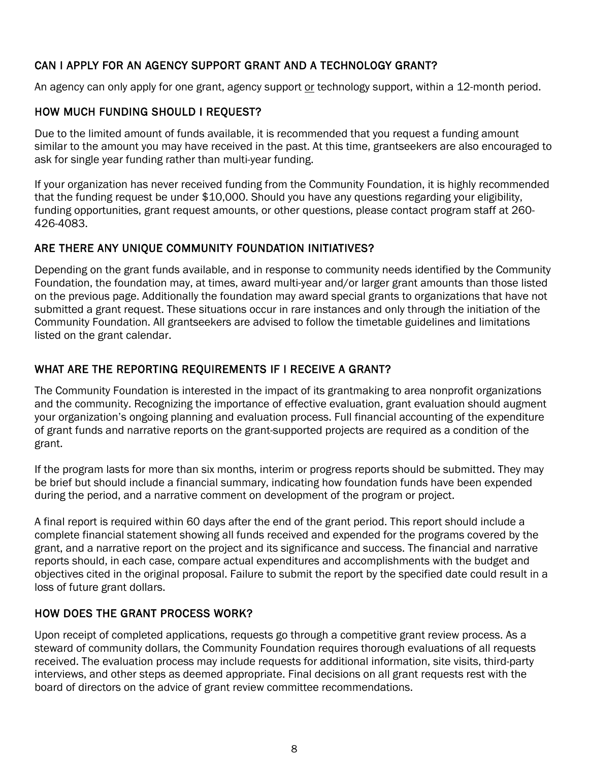## CAN I APPLY FOR AN AGENCY SUPPORT GRANT AND A TECHNOLOGY GRANT?

An agency can only apply for one grant, agency support <u>or</u> technology support, within a 12-month period.

## HOW MUCH FUNDING SHOULD I REQUEST?

Due to the limited amount of funds available, it is recommended that you request a funding amount similar to the amount you may have received in the past. At this time, grantseekers are also encouraged to ask for single year funding rather than multi-year funding.

If your organization has never received funding from the Community Foundation, it is highly recommended that the funding request be under $10,000. Should you have any questions regarding your eligibility, funding opportunities, grant request amounts, or other questions, please contact program staff at 260-426-4083.

## ARE THERE ANY UNIQUE COMMUNITY FOUNDATION INITIATIVES?

Depending on the grant funds available, and in response to community needs identified by the Community Foundation, the foundation may, at times, award multi-year and/or larger grant amounts than those listed on the previous page. Additionally the foundation may award special grants to organizations that have not submitted a grant request. These situations occur in rare instances and only through the initiation of the Community Foundation. All grantseekers are advised to follow the timetable guidelines and limitations listed on the grant calendar.

## WHAT ARE THE REPORTING REQUIREMENTS IF I RECEIVE A GRANT?

The Community Foundation is interested in the impact of its grantmaking to area nonprofit organizations and the community. Recognizing the importance of effective evaluation, grant evaluation should augment your organization's ongoing planning and evaluation process. Full financial accounting of the expenditure of grant funds and narrative reports on the grant-supported projects are required as a condition of the grant.

If the program lasts for more than six months, interim or progress reports should be submitted. They may be brief but should include a financial summary, indicating how foundation funds have been expended during the period, and a narrative comment on development of the program or project.

A final report is required within 60 days after the end of the grant period. This report should include a complete financial statement showing all funds received and expended for the programs covered by the grant, and a narrative report on the project and its significance and success. The financial and narrative reports should, in each case, compare actual expenditures and accomplishments with the budget and objectives cited in the original proposal. Failure to submit the report by the specified date could result in a loss of future grant dollars.

## HOW DOES THE GRANT PROCESS WORK?

Upon receipt of completed applications, requests go through a competitive grant review process. As a steward of community dollars, the Community Foundation requires thorough evaluations of all requests received. The evaluation process may include requests for additional information, site visits, third-party interviews, and other steps as deemed appropriate. Final decisions on all grant requests rest with the board of directors on the advice of grant review committee recommendations.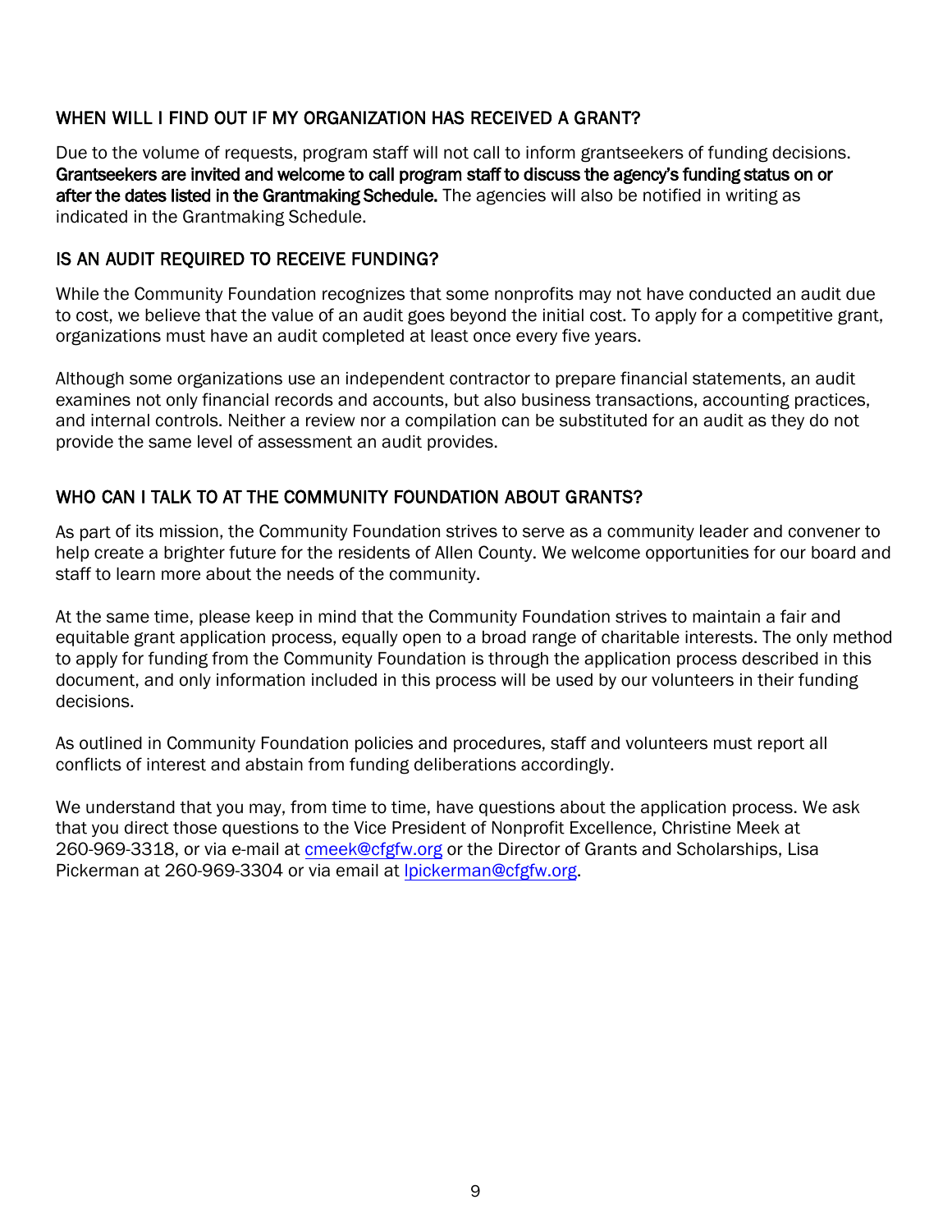## WHEN WILL I FIND OUT IF MY ORGANIZATION HAS RECEIVED A GRANT?

Due to the volume of requests, program staff will not call to inform grantseekers of funding decisions. **Grantseekers are invited and welcome to call program staff to discuss the agency's funding status on or after the dates listed in the Grantmaking Schedule.** The agencies will also be notified in writing as indicated in the Grantmaking Schedule.

## IS AN AUDIT REQUIRED TO RECEIVE FUNDING?

While the Community Foundation recognizes that some nonprofits may not have conducted an audit due to cost, we believe that the value of an audit goes beyond the initial cost. To apply for a competitive grant, organizations must have an audit completed at least once every five years.

Although some organizations use an independent contractor to prepare financial statements, an audit examines not only financial records and accounts, but also business transactions, accounting practices, and internal controls. Neither a review nor a compilation can be substituted for an audit as they do not provide the same level of assessment an audit provides.

## WHO CAN I TALK TO AT THE COMMUNITY FOUNDATION ABOUT GRANTS?

As part of its mission, the Community Foundation strives to serve as a community leader and convener to help create a brighter future for the residents of Allen County. We welcome opportunities for our board and staff to learn more about the needs of the community.

At the same time, please keep in mind that the Community Foundation strives to maintain a fair and equitable grant application process, equally open to a broad range of charitable interests. The only method to apply for funding from the Community Foundation is through the application process described in this document, and only information included in this process will be used by our volunteers in their funding decisions.

As outlined in Community Foundation policies and procedures, staff and volunteers must report all conflicts of interest and abstain from funding deliberations accordingly.

We understand that you may, from time to time, have questions about the application process. We ask that you direct those questions to the Vice President of Nonprofit Excellence, Christine Meek at 260-969-3318, or via e-mail at cmeek@cfgfw.org or the Director of Grants and Scholarships, Lisa Pickerman at 260-969-3304 or via email at lpickerman@cfgfw.org.